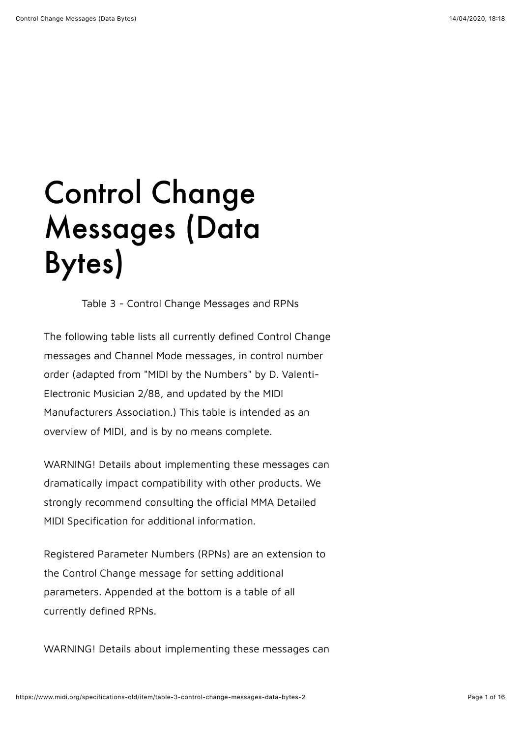# Control Change Messages (Data Bytes)

Table 3 - Control Change Messages and RPNs

The following table lists all currently defined Control Change messages and Channel Mode messages, in control number order (adapted from "MIDI by the Numbers" by D. Valenti-Electronic Musician 2/88, and updated by the MIDI Manufacturers Association.) This table is intended as an overview of MIDI, and is by no means complete.

WARNING! Details about implementing these messages can dramatically impact compatibility with other products. We strongly recommend consulting the official MMA Detailed MIDI Specification for additional information.

Registered Parameter Numbers (RPNs) are an extension to the Control Change message for setting additional parameters. Appended at the bottom is a table of all currently defined RPNs.

WARNING! Details about implementing these messages can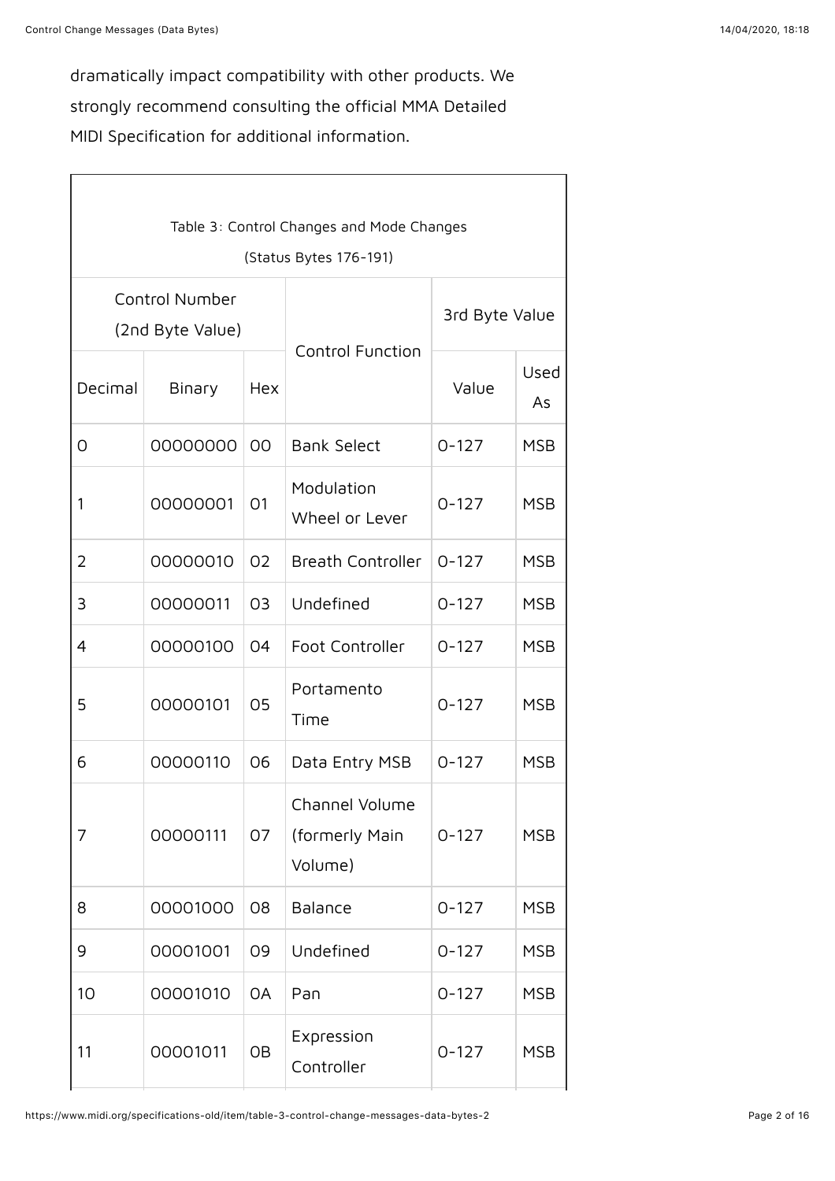dramatically impact compatibility with other products. We strongly recommend consulting the official MMA Detailed MIDI Specification for additional information.

Table 3: Control Changes and Mode Changes

(Status Bytes 176-191)

| Control Number (2nd Byte Value) | | | Control Function | 3rd Byte Value | |
|---|---|---|---|---|---|
| Decimal | Binary | Hex | | Value | Used As |
| 0 | 00000000 | 00 | Bank Select | 0-127 | MSB |
| 1 | 00000001 | 01 | Modulation Wheel or Lever | 0-127 | MSB |
| 2 | 00000010 | 02 | Breath Controller | 0-127 | MSB |
| 3 | 00000011 | 03 | Undefined | 0-127 | MSB |
| 4 | 00000100 | 04 | Foot Controller | 0-127 | MSB |
| 5 | 00000101 | 05 | Portamento Time | 0-127 | MSB |
| 6 | 00000110 | 06 | Data Entry MSB | 0-127 | MSB |
| 7 | 00000111 | 07 | Channel Volume (formerly Main Volume) | 0-127 | MSB |
| 8 | 00001000 | 08 | Balance | 0-127 | MSB |
| 9 | 00001001 | 09 | Undefined | 0-127 | MSB |
| 10 | 00001010 | 0A | Pan | 0-127 | MSB |
| 11 | 00001011 | 0B | Expression Controller | 0-127 | MSB |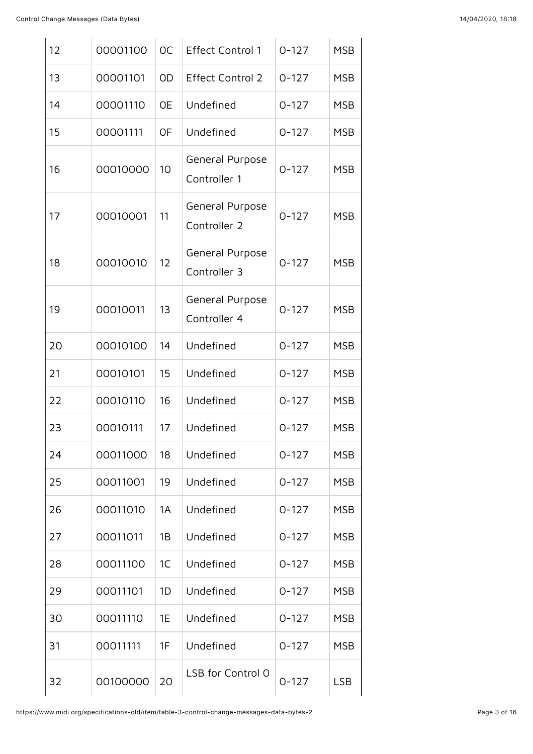| 12 | 00001100 | 0C | Effect Control 1 | 0-127 | MSB |
|---|---|---|---|---|---|
| 13 | 00001101 | 0D | Effect Control 2 | 0-127 | MSB |
| 14 | 00001110 | 0E | Undefined | 0-127 | MSB |
| 15 | 00001111 | 0F | Undefined | 0-127 | MSB |
| 16 | 00010000 | 10 | General Purpose Controller 1 | 0-127 | MSB |
| 17 | 00010001 | 11 | General Purpose Controller 2 | 0-127 | MSB |
| 18 | 00010010 | 12 | General Purpose Controller 3 | 0-127 | MSB |
| 19 | 00010011 | 13 | General Purpose Controller 4 | 0-127 | MSB |
| 20 | 00010100 | 14 | Undefined | 0-127 | MSB |
| 21 | 00010101 | 15 | Undefined | 0-127 | MSB |
| 22 | 00010110 | 16 | Undefined | 0-127 | MSB |
| 23 | 00010111 | 17 | Undefined | 0-127 | MSB |
| 24 | 00011000 | 18 | Undefined | 0-127 | MSB |
| 25 | 00011001 | 19 | Undefined | 0-127 | MSB |
| 26 | 00011010 | 1A | Undefined | 0-127 | MSB |
| 27 | 00011011 | 1B | Undefined | 0-127 | MSB |
| 28 | 00011100 | 1C | Undefined | 0-127 | MSB |
| 29 | 00011101 | 1D | Undefined | 0-127 | MSB |
| 30 | 00011110 | 1E | Undefined | 0-127 | MSB |
| 31 | 00011111 | 1F | Undefined | 0-127 | MSB |
| 32 | 00100000 | 20 | LSB for Control 0 | 0-127 | LSB |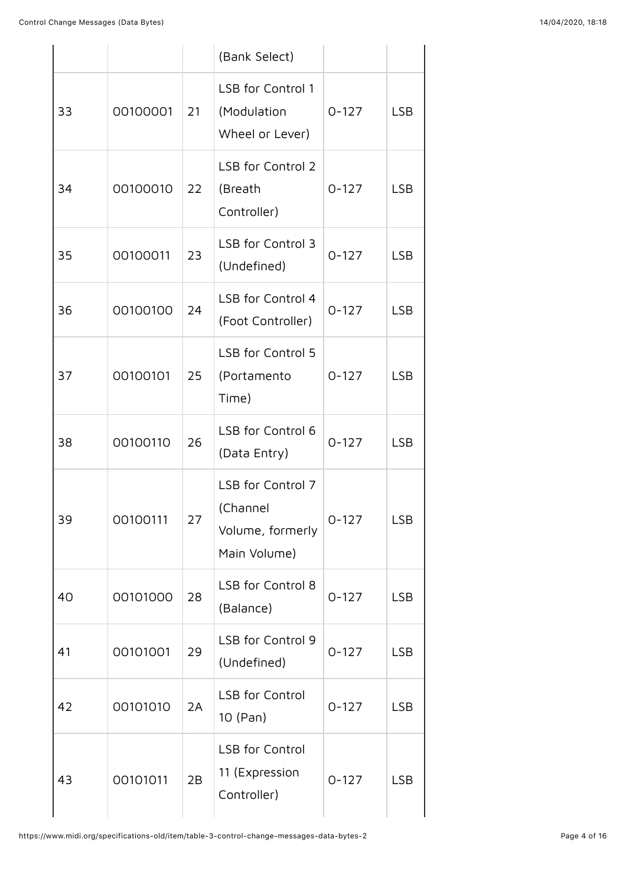| | | | (Bank Select) | | |
|---|---|---|---|---|---|
| 33 | 00100001 | 21 | LSB for Control 1 (Modulation Wheel or Lever) | 0-127 | LSB |
| 34 | 00100010 | 22 | LSB for Control 2 (Breath Controller) | 0-127 | LSB |
| 35 | 00100011 | 23 | LSB for Control 3 (Undefined) | 0-127 | LSB |
| 36 | 00100100 | 24 | LSB for Control 4 (Foot Controller) | 0-127 | LSB |
| 37 | 00100101 | 25 | LSB for Control 5 (Portamento Time) | 0-127 | LSB |
| 38 | 00100110 | 26 | LSB for Control 6 (Data Entry) | 0-127 | LSB |
| 39 | 00100111 | 27 | LSB for Control 7 (Channel Volume, formerly Main Volume) | 0-127 | LSB |
| 40 | 00101000 | 28 | LSB for Control 8 (Balance) | 0-127 | LSB |
| 41 | 00101001 | 29 | LSB for Control 9 (Undefined) | 0-127 | LSB |
| 42 | 00101010 | 2A | LSB for Control 10 (Pan) | 0-127 | LSB |
| 43 | 00101011 | 2B | LSB for Control 11 (Expression Controller) | 0-127 | LSB |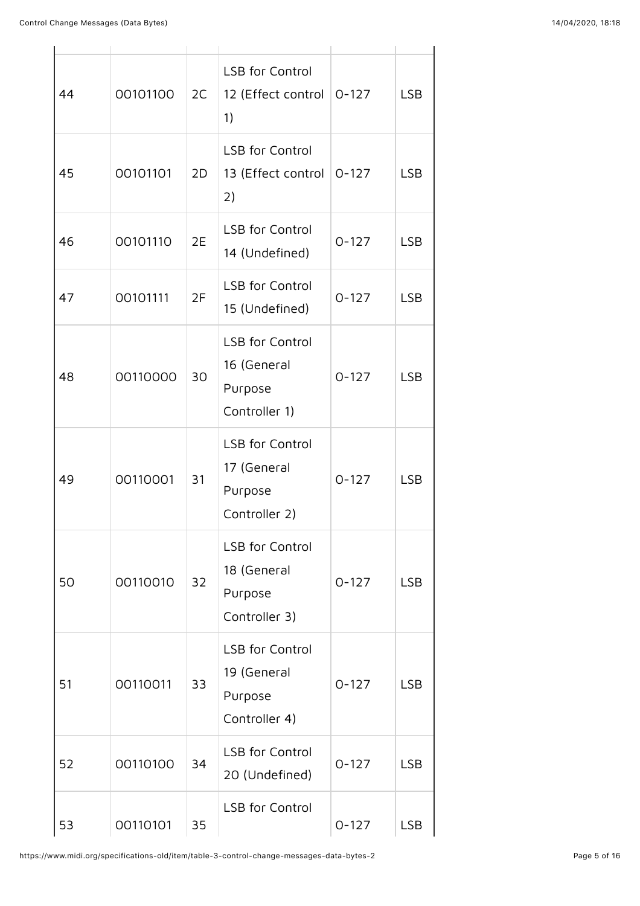| | | | | | |
|---|---|---|---|---|---|
| 44 | 00101100 | 2C | LSB for Control 12 (Effect control 1) | 0-127 | LSB |
| 45 | 00101101 | 2D | LSB for Control 13 (Effect control 2) | 0-127 | LSB |
| 46 | 00101110 | 2E | LSB for Control 14 (Undefined) | 0-127 | LSB |
| 47 | 00101111 | 2F | LSB for Control 15 (Undefined) | 0-127 | LSB |
| 48 | 00110000 | 30 | LSB for Control 16 (General Purpose Controller 1) | 0-127 | LSB |
| 49 | 00110001 | 31 | LSB for Control 17 (General Purpose Controller 2) | 0-127 | LSB |
| 50 | 00110010 | 32 | LSB for Control 18 (General Purpose Controller 3) | 0-127 | LSB |
| 51 | 00110011 | 33 | LSB for Control 19 (General Purpose Controller 4) | 0-127 | LSB |
| 52 | 00110100 | 34 | LSB for Control 20 (Undefined) | 0-127 | LSB |
| 53 | 00110101 | 35 | LSB for Control | 0-127 | LSB |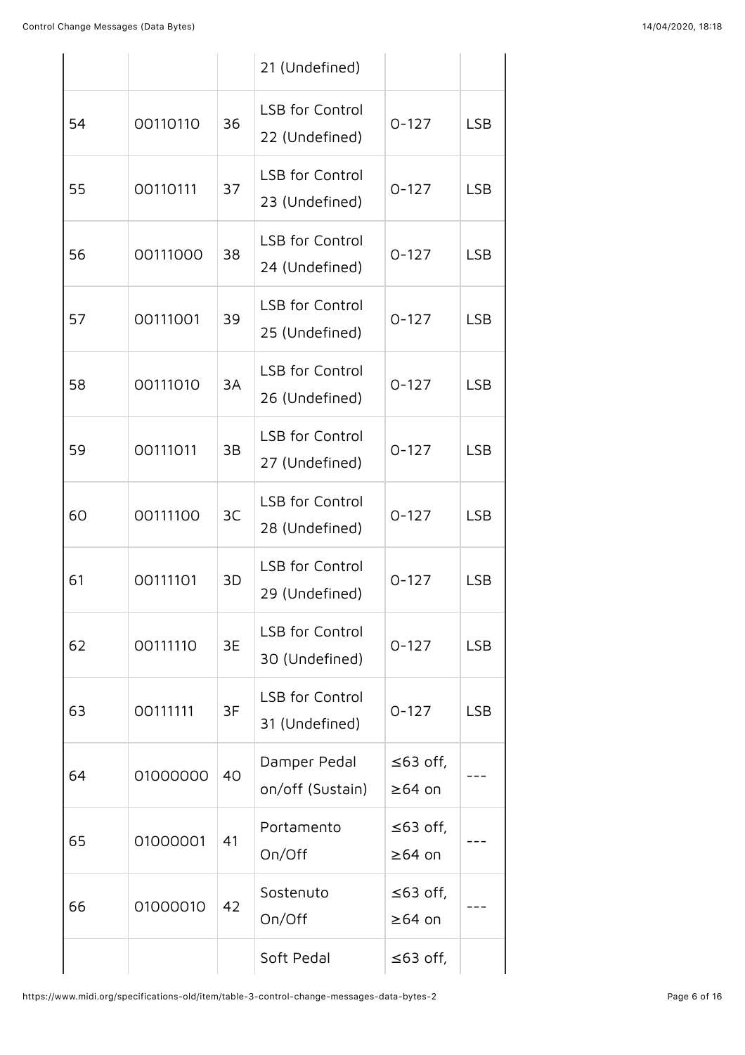| | | | 21 (Undefined) | | |
|---|---|---|---|---|---|
| 54 | 00110110 | 36 | LSB for Control 22 (Undefined) | 0-127 | LSB |
| 55 | 00110111 | 37 | LSB for Control 23 (Undefined) | 0-127 | LSB |
| 56 | 00111000 | 38 | LSB for Control 24 (Undefined) | 0-127 | LSB |
| 57 | 00111001 | 39 | LSB for Control 25 (Undefined) | 0-127 | LSB |
| 58 | 00111010 | 3A | LSB for Control 26 (Undefined) | 0-127 | LSB |
| 59 | 00111011 | 3B | LSB for Control 27 (Undefined) | 0-127 | LSB |
| 60 | 00111100 | 3C | LSB for Control 28 (Undefined) | 0-127 | LSB |
| 61 | 00111101 | 3D | LSB for Control 29 (Undefined) | 0-127 | LSB |
| 62 | 00111110 | 3E | LSB for Control 30 (Undefined) | 0-127 | LSB |
| 63 | 00111111 | 3F | LSB for Control 31 (Undefined) | 0-127 | LSB |
| 64 | 01000000 | 40 | Damper Pedal on/off (Sustain) | ≤63 off, ≥64 on | --- |
| 65 | 01000001 | 41 | Portamento On/Off | ≤63 off, ≥64 on | --- |
| 66 | 01000010 | 42 | Sostenuto On/Off | ≤63 off, ≥64 on | --- |
| | | | Soft Pedal | ≤63 off, | |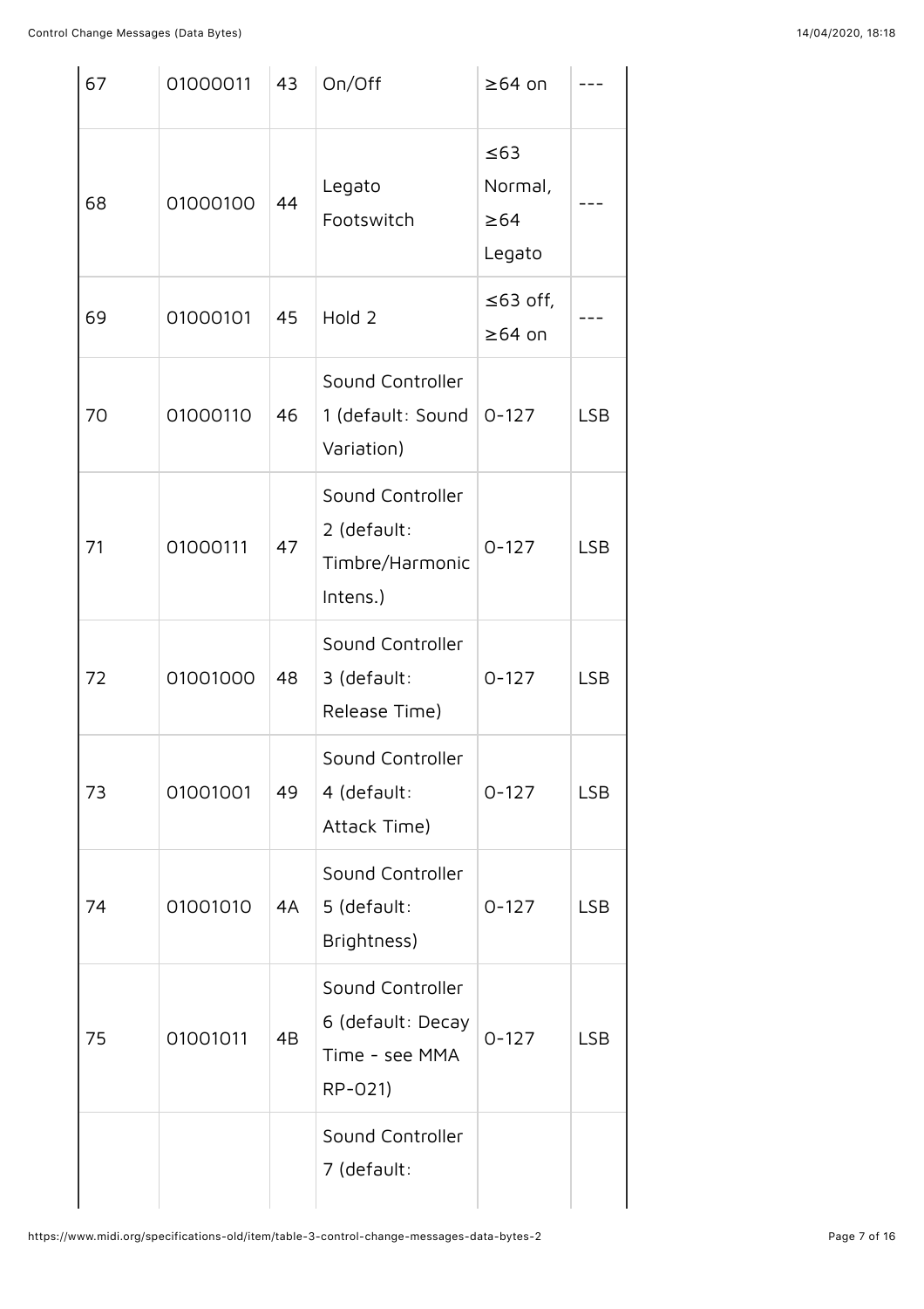| | | | | | |
|---|---|---|---|---|---|
| 67 | 01000011 | 43 | On/Off | ≥64 on | --- |
| 68 | 01000100 | 44 | Legato Footswitch | ≤63 Normal, ≥64 Legato | --- |
| 69 | 01000101 | 45 | Hold 2 | ≤63 off, ≥64 on | --- |
| 70 | 01000110 | 46 | Sound Controller 1 (default: Sound Variation) | 0-127 | LSB |
| 71 | 01000111 | 47 | Sound Controller 2 (default: Timbre/Harmonic Intens.) | 0-127 | LSB |
| 72 | 01001000 | 48 | Sound Controller 3 (default: Release Time) | 0-127 | LSB |
| 73 | 01001001 | 49 | Sound Controller 4 (default: Attack Time) | 0-127 | LSB |
| 74 | 01001010 | 4A | Sound Controller 5 (default: Brightness) | 0-127 | LSB |
| 75 | 01001011 | 4B | Sound Controller 6 (default: Decay Time - see MMA RP-021) | 0-127 | LSB |
| | | | Sound Controller 7 (default: | | |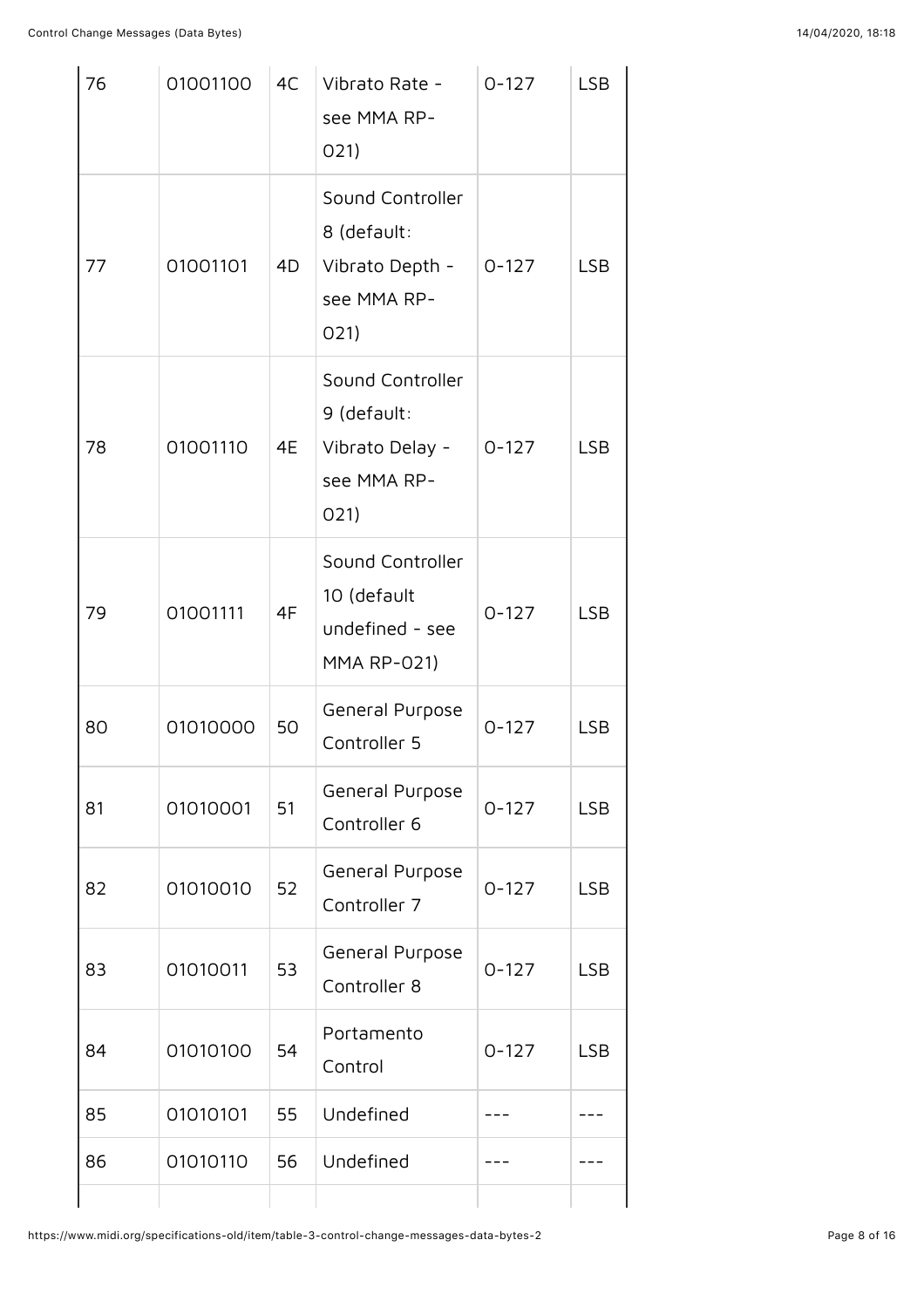| 76 | 01001100 | 4C | Vibrato Rate - see MMA RP-021) | 0-127 | LSB |
|---|---|---|---|---|---|
| 77 | 01001101 | 4D | Sound Controller 8 (default: Vibrato Depth - see MMA RP-021) | 0-127 | LSB |
| 78 | 01001110 | 4E | Sound Controller 9 (default: Vibrato Delay - see MMA RP-021) | 0-127 | LSB |
| 79 | 01001111 | 4F | Sound Controller 10 (default undefined - see MMA RP-021) | 0-127 | LSB |
| 80 | 01010000 | 50 | General Purpose Controller 5 | 0-127 | LSB |
| 81 | 01010001 | 51 | General Purpose Controller 6 | 0-127 | LSB |
| 82 | 01010010 | 52 | General Purpose Controller 7 | 0-127 | LSB |
| 83 | 01010011 | 53 | General Purpose Controller 8 | 0-127 | LSB |
| 84 | 01010100 | 54 | Portamento Control | 0-127 | LSB |
| 85 | 01010101 | 55 | Undefined | --- | --- |
| 86 | 01010110 | 56 | Undefined | --- | --- |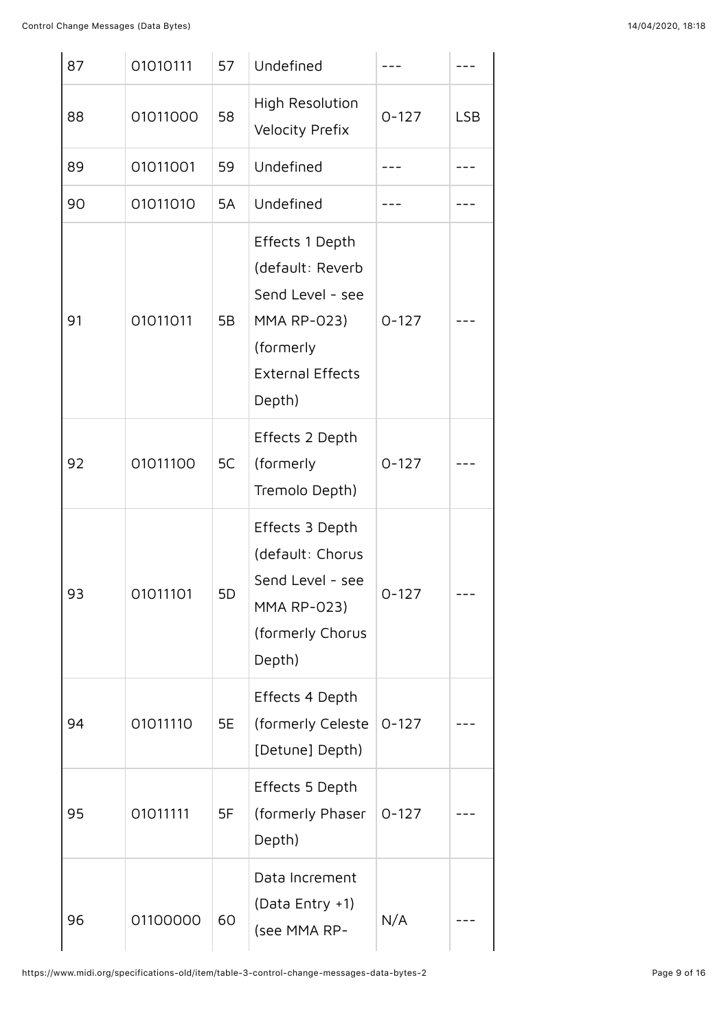| 87 | 01010111 | 57 | Undefined | --- | --- |
|---|---|---|---|---|---|
| 88 | 01011000 | 58 | High Resolution Velocity Prefix | 0-127 | LSB |
| 89 | 01011001 | 59 | Undefined | --- | --- |
| 90 | 01011010 | 5A | Undefined | --- | --- |
| 91 | 01011011 | 5B | Effects 1 Depth (default: Reverb Send Level - see MMA RP-023) (formerly External Effects Depth) | 0-127 | --- |
| 92 | 01011100 | 5C | Effects 2 Depth (formerly Tremolo Depth) | 0-127 | --- |
| 93 | 01011101 | 5D | Effects 3 Depth (default: Chorus Send Level - see MMA RP-023) (formerly Chorus Depth) | 0-127 | --- |
| 94 | 01011110 | 5E | Effects 4 Depth (formerly Celeste [Detune] Depth) | 0-127 | --- |
| 95 | 01011111 | 5F | Effects 5 Depth (formerly Phaser Depth) | 0-127 | --- |
| 96 | 01100000 | 60 | Data Increment (Data Entry +1) (see MMA RP- | N/A | --- |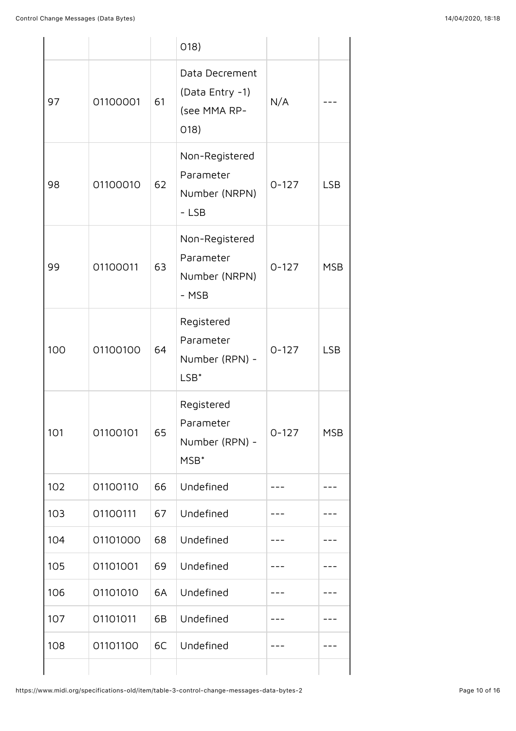| | | | 018) | | |
|---|---|---|---|---|---|
| 97 | 01100001 | 61 | Data Decrement (Data Entry -1) (see MMA RP-018) | N/A | --- |
| 98 | 01100010 | 62 | Non-Registered Parameter Number (NRPN) - LSB | 0-127 | LSB |
| 99 | 01100011 | 63 | Non-Registered Parameter Number (NRPN) - MSB | 0-127 | MSB |
| 100 | 01100100 | 64 | Registered Parameter Number (RPN) - LSB* | 0-127 | LSB |
| 101 | 01100101 | 65 | Registered Parameter Number (RPN) - MSB* | 0-127 | MSB |
| 102 | 01100110 | 66 | Undefined | --- | --- |
| 103 | 01100111 | 67 | Undefined | --- | --- |
| 104 | 01101000 | 68 | Undefined | --- | --- |
| 105 | 01101001 | 69 | Undefined | --- | --- |
| 106 | 01101010 | 6A | Undefined | --- | --- |
| 107 | 01101011 | 6B | Undefined | --- | --- |
| 108 | 01101100 | 6C | Undefined | --- | --- |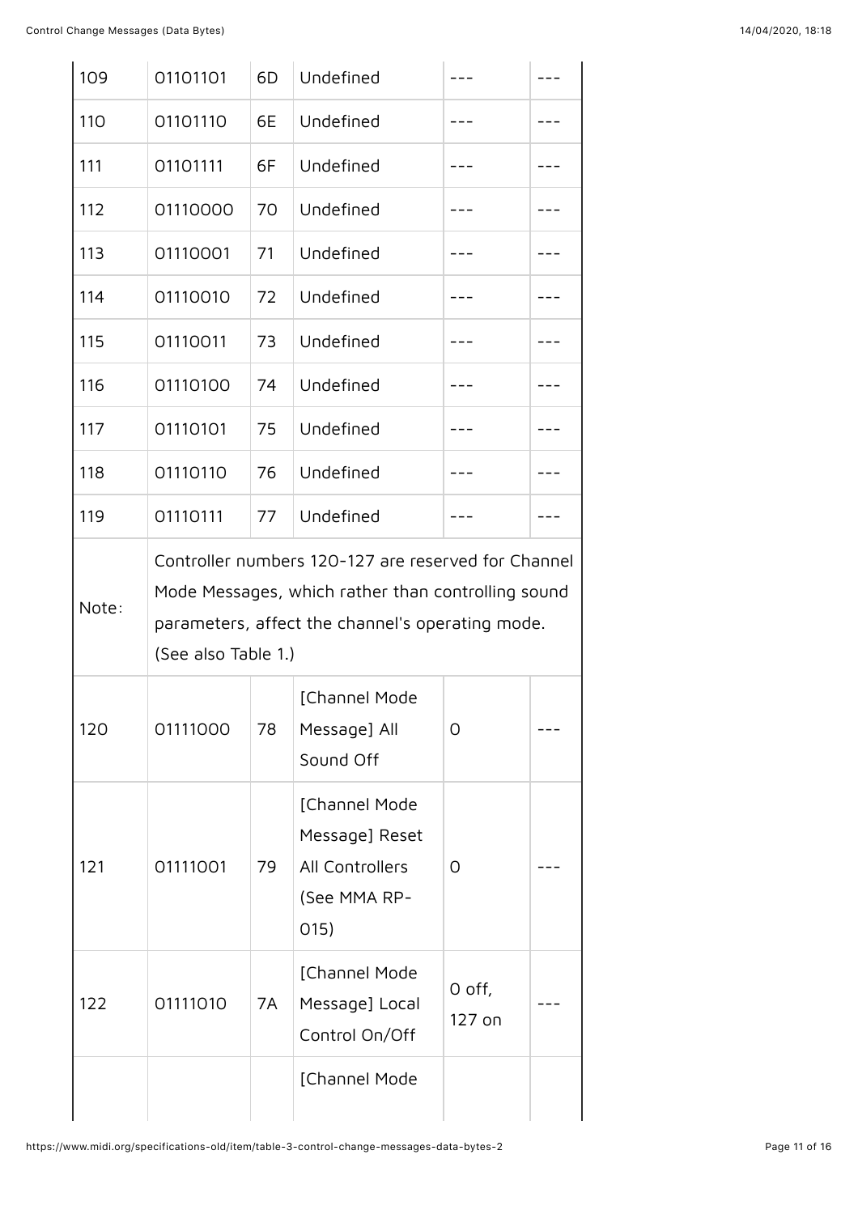| 109 | 01101101 | 6D | Undefined | --- | --- |
|---|---|---|---|---|---|
| 110 | 01101110 | 6E | Undefined | --- | --- |
| 111 | 01101111 | 6F | Undefined | --- | --- |
| 112 | 01110000 | 70 | Undefined | --- | --- |
| 113 | 01110001 | 71 | Undefined | --- | --- |
| 114 | 01110010 | 72 | Undefined | --- | --- |
| 115 | 01110011 | 73 | Undefined | --- | --- |
| 116 | 01110100 | 74 | Undefined | --- | --- |
| 117 | 01110101 | 75 | Undefined | --- | --- |
| 118 | 01110110 | 76 | Undefined | --- | --- |
| 119 | 01110111 | 77 | Undefined | --- | --- |
| Note: | Controller numbers 120-127 are reserved for Channel Mode Messages, which rather than controlling sound parameters, affect the channel's operating mode. (See also Table 1.) | | | | |
| 120 | 01111000 | 78 | [Channel Mode Message] All Sound Off | 0 | --- |
| 121 | 01111001 | 79 | [Channel Mode Message] Reset All Controllers (See MMA RP-015) | 0 | --- |
| 122 | 01111010 | 7A | [Channel Mode Message] Local Control On/Off | 0 off, 127 on | --- |
| | | | [Channel Mode | | |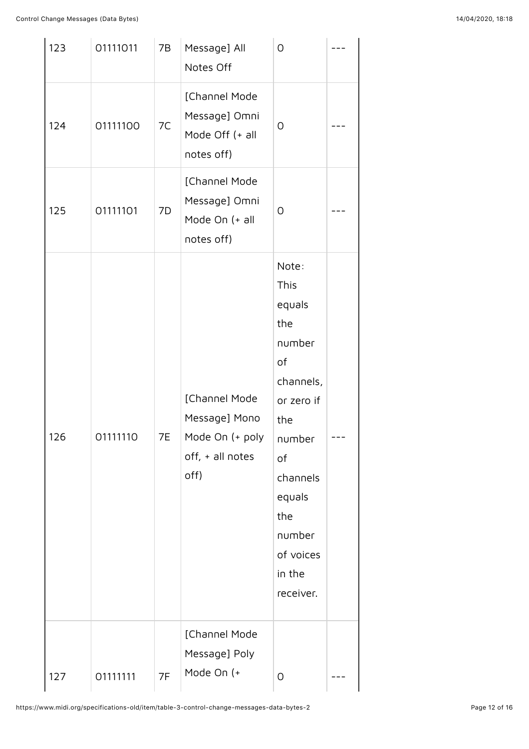| | | | | | |
|---|---|---|---|---|---|
| 123 | 01111011 | 7B | Message] All Notes Off | 0 | --- |
| 124 | 01111100 | 7C | [Channel Mode Message] Omni Mode Off (+ all notes off) | 0 | --- |
| 125 | 01111101 | 7D | [Channel Mode Message] Omni Mode On (+ all notes off) | 0 | --- |
| 126 | 01111110 | 7E | [Channel Mode Message] Mono Mode On (+ poly off, + all notes off) | Note: This equals the number of channels, or zero if the number of channels equals the number of voices in the receiver. | --- |
| 127 | 01111111 | 7F | [Channel Mode Message] Poly Mode On (+ | 0 | --- |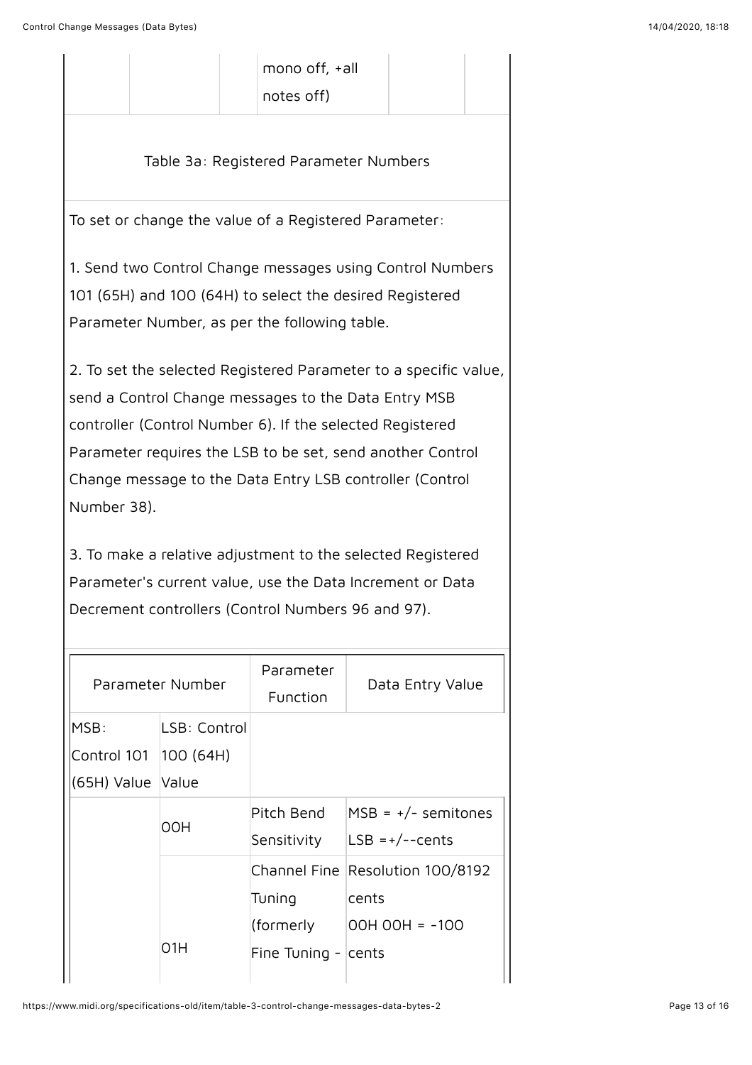| | | mono off, +all notes off) | | |
|---|---|---|---|---|

Table 3a: Registered Parameter Numbers

To set or change the value of a Registered Parameter:

1. Send two Control Change messages using Control Numbers 101 (65H) and 100 (64H) to select the desired Registered Parameter Number, as per the following table.

2. To set the selected Registered Parameter to a specific value, send a Control Change messages to the Data Entry MSB controller (Control Number 6). If the selected Registered Parameter requires the LSB to be set, send another Control Change message to the Data Entry LSB controller (Control Number 38).

3. To make a relative adjustment to the selected Registered Parameter's current value, use the Data Increment or Data Decrement controllers (Control Numbers 96 and 97).

| Parameter Number | | Parameter Function | Data Entry Value |
|---|---|---|---|
| MSB: Control 101 (65H) Value | LSB: Control 100 (64H) Value | | |
| | 00H | Pitch Bend Sensitivity | MSB = +/- semitones LSB =+/--cents |
| | 01H | Channel Fine Tuning (formerly Fine Tuning - | Resolution 100/8192 cents 00H 00H = -100 cents |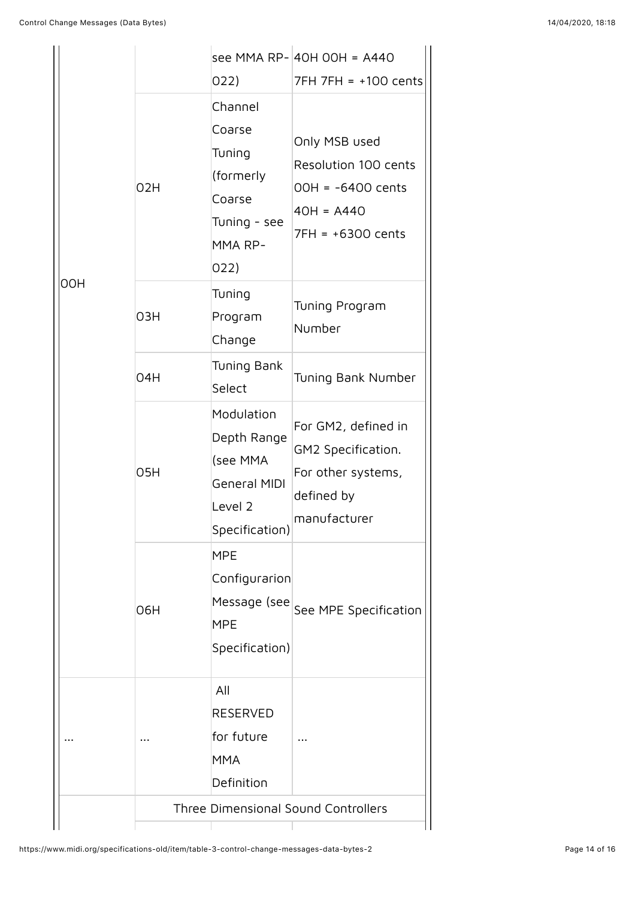| | | see MMA RP-022) | 40H 00H = A440<br>7FH 7FH = +100 cents |
|---|---|---|---|
| 00H | 02H | Channel Coarse Tuning (formerly Coarse Tuning - see MMA RP-022) | Only MSB used<br>Resolution 100 cents<br>00H = -6400 cents<br>40H = A440<br>7FH = +6300 cents |
| | 03H | Tuning Program Change | Tuning Program Number |
| | 04H | Tuning Bank Select | Tuning Bank Number |
| | 05H | Modulation Depth Range (see MMA General MIDI Level 2 Specification) | For GM2, defined in GM2 Specification. For other systems, defined by manufacturer |
| | 06H | MPE Configurarion Message (see MPE Specification) | See MPE Specification |
| ... | ... | All RESERVED for future MMA Definition | ... |
| | Three Dimensional Sound Controllers | | |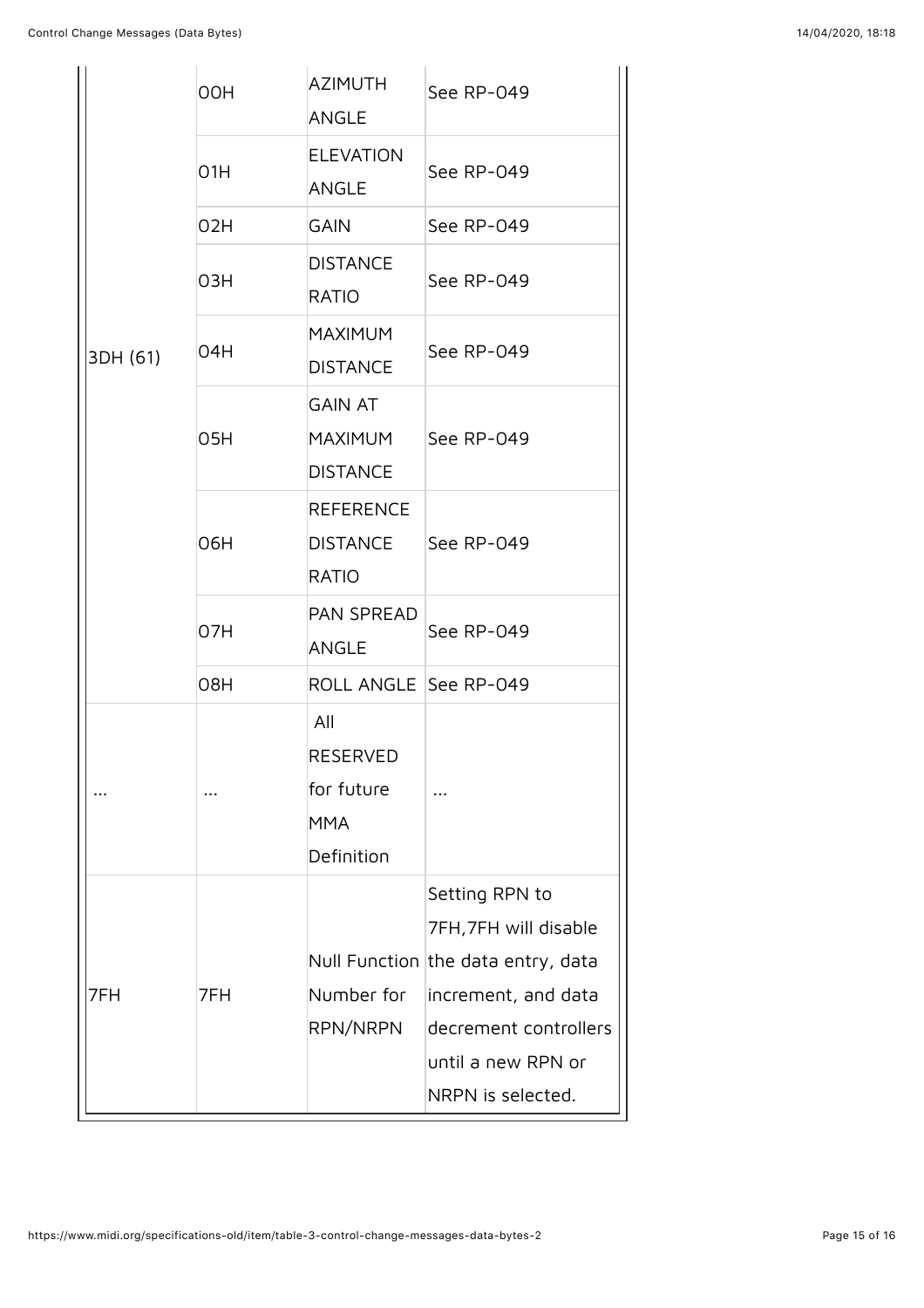| | | | |
|---|---|---|---|
| 3DH (61) | 00H | AZIMUTH ANGLE | See RP-049 |
| | 01H | ELEVATION ANGLE | See RP-049 |
| | 02H | GAIN | See RP-049 |
| | 03H | DISTANCE RATIO | See RP-049 |
| | 04H | MAXIMUM DISTANCE | See RP-049 |
| | 05H | GAIN AT MAXIMUM DISTANCE | See RP-049 |
| | 06H | REFERENCE DISTANCE RATIO | See RP-049 |
| | 07H | PAN SPREAD ANGLE | See RP-049 |
| | 08H | ROLL ANGLE | See RP-049 |
| ... | ... | All RESERVED for future MMA Definition | ... |
| 7FH | 7FH | Null Function Number for RPN/NRPN | Setting RPN to 7FH,7FH will disable the data entry, data increment, and data decrement controllers until a new RPN or NRPN is selected. |